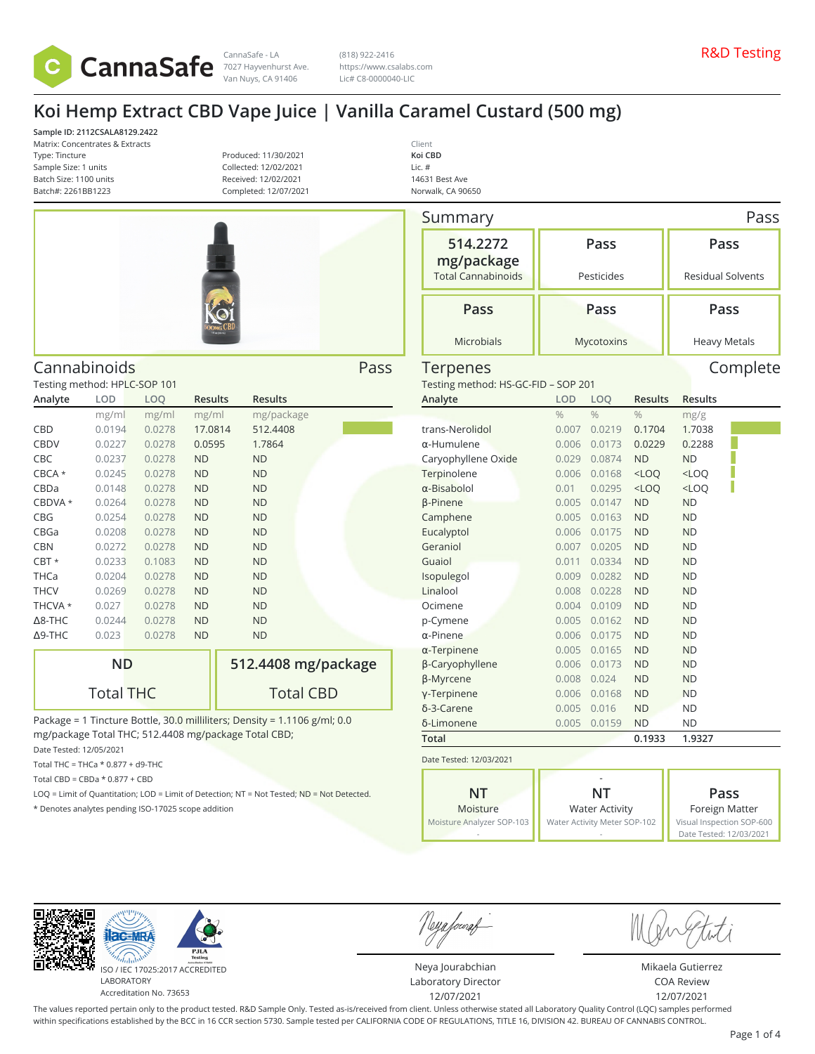CannaSafe

CannaSafe - LA
7027 Hayvenhurst Ave.
Van Nuys, CA 91406

(818) 922-2416
https://www.csalabs.com
Lic# C8-0000040-LIC

R&D Testing

# Koi Hemp Extract CBD Vape Juice | Vanilla Caramel Custard (500 mg)

**Sample ID: 2112CSALA8129.2422**
Matrix: Concentrates & Extracts
Type: Tincture
Sample Size: 1 units
Batch Size: 1100 units
Batch#: 2261BB1223

Produced: 11/30/2021
Collected: 12/02/2021
Received: 12/02/2021
Completed: 12/07/2021

Client
**Koi CBD**
Lic. #
14631 Best Ave
Norwalk, CA 90650

## Summary — Pass

| 514.2272 mg/package | Pass | Pass |
|---|---|---|
| Total Cannabinoids | Pesticides | Residual Solvents |
| **Pass** | **Pass** | **Pass** |
| Microbials | Mycotoxins | Heavy Metals |

## Cannabinoids — Pass

Testing method: HPLC-SOP 101

| Analyte | LOD | LOQ | Results | Results |
|---|---|---|---|---|
| | mg/ml | mg/ml | mg/ml | mg/package |
| CBD | 0.0194 | 0.0278 | 17.0814 | 512.4408 |
| CBDV | 0.0227 | 0.0278 | 0.0595 | 1.7864 |
| CBC | 0.0237 | 0.0278 | ND | ND |
| CBCA * | 0.0245 | 0.0278 | ND | ND |
| CBDa | 0.0148 | 0.0278 | ND | ND |
| CBDVA * | 0.0264 | 0.0278 | ND | ND |
| CBG | 0.0254 | 0.0278 | ND | ND |
| CBGa | 0.0208 | 0.0278 | ND | ND |
| CBN | 0.0272 | 0.0278 | ND | ND |
| CBT * | 0.0233 | 0.1083 | ND | ND |
| THCa | 0.0204 | 0.0278 | ND | ND |
| THCV | 0.0269 | 0.0278 | ND | ND |
| THCVA * | 0.027 | 0.0278 | ND | ND |
| Δ8-THC | 0.0244 | 0.0278 | ND | ND |
| Δ9-THC | 0.023 | 0.0278 | ND | ND |

| ND | 512.4408 mg/package |
|---|---|
| Total THC | Total CBD |

Package = 1 Tincture Bottle, 30.0 milliliters; Density = 1.1106 g/ml; 0.0 mg/package Total THC; 512.4408 mg/package Total CBD;

Date Tested: 12/05/2021

Total THC = THCa * 0.877 + d9-THC

Total CBD = CBDa * 0.877 + CBD

LOQ = Limit of Quantitation; LOD = Limit of Detection; NT = Not Tested; ND = Not Detected.

* Denotes analytes pending ISO-17025 scope addition

## Terpenes — Complete

Testing method: HS-GC-FID – SOP 201

| Analyte | LOD | LOQ | Results | Results |
|---|---|---|---|---|
| | % | % | % | mg/g |
| trans-Nerolidol | 0.007 | 0.0219 | 0.1704 | 1.7038 |
| α-Humulene | 0.006 | 0.0173 | 0.0229 | 0.2288 |
| Caryophyllene Oxide | 0.029 | 0.0874 | ND | ND |
| Terpinolene | 0.006 | 0.0168 | <LOQ | <LOQ |
| α-Bisabolol | 0.01 | 0.0295 | <LOQ | <LOQ |
| β-Pinene | 0.005 | 0.0147 | ND | ND |
| Camphene | 0.005 | 0.0163 | ND | ND |
| Eucalyptol | 0.006 | 0.0175 | ND | ND |
| Geraniol | 0.007 | 0.0205 | ND | ND |
| Guaiol | 0.011 | 0.0334 | ND | ND |
| Isopulegol | 0.009 | 0.0282 | ND | ND |
| Linalool | 0.008 | 0.0228 | ND | ND |
| Ocimene | 0.004 | 0.0109 | ND | ND |
| p-Cymene | 0.005 | 0.0162 | ND | ND |
| α-Pinene | 0.006 | 0.0175 | ND | ND |
| α-Terpinene | 0.005 | 0.0165 | ND | ND |
| β-Caryophyllene | 0.006 | 0.0173 | ND | ND |
| β-Myrcene | 0.008 | 0.024 | ND | ND |
| γ-Terpinene | 0.006 | 0.0168 | ND | ND |
| δ-3-Carene | 0.005 | 0.016 | ND | ND |
| δ-Limonene | 0.005 | 0.0159 | ND | ND |
| **Total** | | | **0.1933** | **1.9327** |

Date Tested: 12/03/2021

| NT | - NT | Pass |
|---|---|---|
| Moisture | Water Activity | Foreign Matter |
| Moisture Analyzer SOP-103 | Water Activity Meter SOP-102 | Visual Inspection SOP-600 |
| - | - | Date Tested: 12/03/2021 |

ISO / IEC 17025:2017 ACCREDITED LABORATORY
Accreditation No. 73653

Neya Jourabchian
Laboratory Director
12/07/2021

Mikaela Gutierrez
COA Review
12/07/2021

The values reported pertain only to the product tested. R&D Sample Only. Tested as-is/received from client. Unless otherwise stated all Laboratory Quality Control (LQC) samples performed within specifications established by the BCC in 16 CCR section 5730. Sample tested per CALIFORNIA CODE OF REGULATIONS, TITLE 16, DIVISION 42. BUREAU OF CANNABIS CONTROL.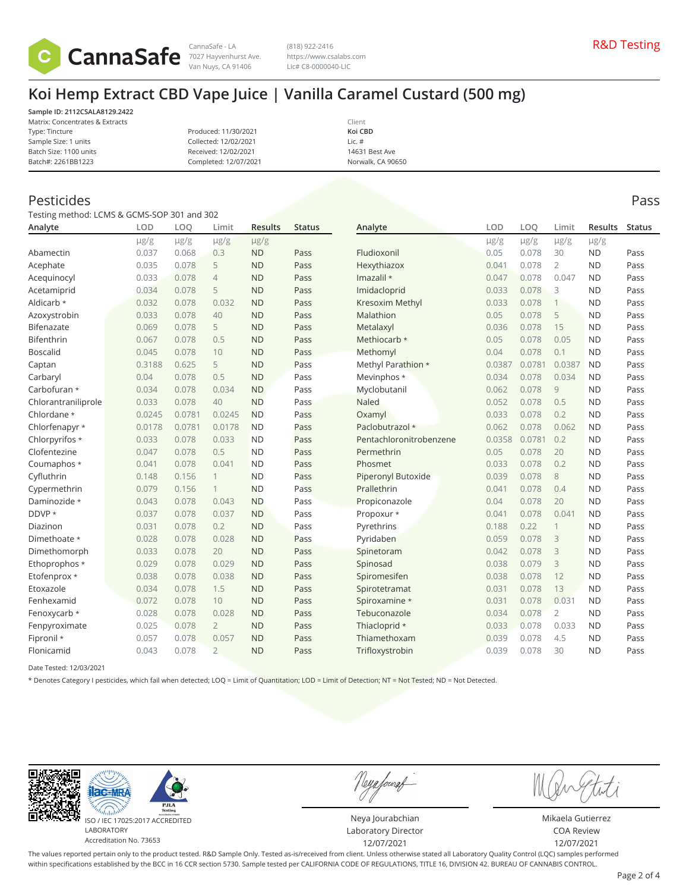CannaSafe

CannaSafe - LA
7027 Hayvenhurst Ave.
Van Nuys, CA 91406

(818) 922-2416
https://www.csalabs.com
Lic# C8-0000040-LIC

R&D Testing

# Koi Hemp Extract CBD Vape Juice | Vanilla Caramel Custard (500 mg)

**Sample ID: 2112CSALA8129.2422**
Matrix: Concentrates & Extracts
Type: Tincture
Sample Size: 1 units
Batch Size: 1100 units
Batch#: 2261BB1223

Produced: 11/30/2021
Collected: 12/02/2021
Received: 12/02/2021
Completed: 12/07/2021

Client
**Koi CBD**
Lic. #
14631 Best Ave
Norwalk, CA 90650

## Pesticides

Pass

Testing method: LCMS & GCMS-SOP 301 and 302

| Analyte | LOD | LOQ | Limit | Results | Status |
|---|---|---|---|---|---|
| | μg/g | μg/g | μg/g | μg/g | |
| Abamectin | 0.037 | 0.068 | 0.3 | ND | Pass |
| Acephate | 0.035 | 0.078 | 5 | ND | Pass |
| Acequinocyl | 0.033 | 0.078 | 4 | ND | Pass |
| Acetamiprid | 0.034 | 0.078 | 5 | ND | Pass |
| Aldicarb * | 0.032 | 0.078 | 0.032 | ND | Pass |
| Azoxystrobin | 0.033 | 0.078 | 40 | ND | Pass |
| Bifenazate | 0.069 | 0.078 | 5 | ND | Pass |
| Bifenthrin | 0.067 | 0.078 | 0.5 | ND | Pass |
| Boscalid | 0.045 | 0.078 | 10 | ND | Pass |
| Captan | 0.3188 | 0.625 | 5 | ND | Pass |
| Carbaryl | 0.04 | 0.078 | 0.5 | ND | Pass |
| Carbofuran * | 0.034 | 0.078 | 0.034 | ND | Pass |
| Chlorantraniliprole | 0.033 | 0.078 | 40 | ND | Pass |
| Chlordane * | 0.0245 | 0.0781 | 0.0245 | ND | Pass |
| Chlorfenapyr * | 0.0178 | 0.0781 | 0.0178 | ND | Pass |
| Chlorpyrifos * | 0.033 | 0.078 | 0.033 | ND | Pass |
| Clofentezine | 0.047 | 0.078 | 0.5 | ND | Pass |
| Coumaphos * | 0.041 | 0.078 | 0.041 | ND | Pass |
| Cyfluthrin | 0.148 | 0.156 | 1 | ND | Pass |
| Cypermethrin | 0.079 | 0.156 | 1 | ND | Pass |
| Daminozide * | 0.043 | 0.078 | 0.043 | ND | Pass |
| DDVP * | 0.037 | 0.078 | 0.037 | ND | Pass |
| Diazinon | 0.031 | 0.078 | 0.2 | ND | Pass |
| Dimethoate * | 0.028 | 0.078 | 0.028 | ND | Pass |
| Dimethomorph | 0.033 | 0.078 | 20 | ND | Pass |
| Ethoprophos * | 0.029 | 0.078 | 0.029 | ND | Pass |
| Etofenprox * | 0.038 | 0.078 | 0.038 | ND | Pass |
| Etoxazole | 0.034 | 0.078 | 1.5 | ND | Pass |
| Fenhexamid | 0.072 | 0.078 | 10 | ND | Pass |
| Fenoxycarb * | 0.028 | 0.078 | 0.028 | ND | Pass |
| Fenpyroximate | 0.025 | 0.078 | 2 | ND | Pass |
| Fipronil * | 0.057 | 0.078 | 0.057 | ND | Pass |
| Flonicamid | 0.043 | 0.078 | 2 | ND | Pass |
| Fludioxonil | 0.05 | 0.078 | 30 | ND | Pass |
| Hexythiazox | 0.041 | 0.078 | 2 | ND | Pass |
| Imazalil * | 0.047 | 0.078 | 0.047 | ND | Pass |
| Imidacloprid | 0.033 | 0.078 | 3 | ND | Pass |
| Kresoxim Methyl | 0.033 | 0.078 | 1 | ND | Pass |
| Malathion | 0.05 | 0.078 | 5 | ND | Pass |
| Metalaxyl | 0.036 | 0.078 | 15 | ND | Pass |
| Methiocarb * | 0.05 | 0.078 | 0.05 | ND | Pass |
| Methomyl | 0.04 | 0.078 | 0.1 | ND | Pass |
| Methyl Parathion * | 0.0387 | 0.0781 | 0.0387 | ND | Pass |
| Mevinphos * | 0.034 | 0.078 | 0.034 | ND | Pass |
| Myclobutanil | 0.062 | 0.078 | 9 | ND | Pass |
| Naled | 0.052 | 0.078 | 0.5 | ND | Pass |
| Oxamyl | 0.033 | 0.078 | 0.2 | ND | Pass |
| Paclobutrazol * | 0.062 | 0.078 | 0.062 | ND | Pass |
| Pentachloronitrobenzene | 0.0358 | 0.0781 | 0.2 | ND | Pass |
| Permethrin | 0.05 | 0.078 | 20 | ND | Pass |
| Phosmet | 0.033 | 0.078 | 0.2 | ND | Pass |
| Piperonyl Butoxide | 0.039 | 0.078 | 8 | ND | Pass |
| Prallethrin | 0.041 | 0.078 | 0.4 | ND | Pass |
| Propiconazole | 0.04 | 0.078 | 20 | ND | Pass |
| Propoxur * | 0.041 | 0.078 | 0.041 | ND | Pass |
| Pyrethrins | 0.188 | 0.22 | 1 | ND | Pass |
| Pyridaben | 0.059 | 0.078 | 3 | ND | Pass |
| Spinetoram | 0.042 | 0.078 | 3 | ND | Pass |
| Spinosad | 0.038 | 0.079 | 3 | ND | Pass |
| Spiromesifen | 0.038 | 0.078 | 12 | ND | Pass |
| Spirotetramat | 0.031 | 0.078 | 13 | ND | Pass |
| Spiroxamine * | 0.031 | 0.078 | 0.031 | ND | Pass |
| Tebuconazole | 0.034 | 0.078 | 2 | ND | Pass |
| Thiacloprid * | 0.033 | 0.078 | 0.033 | ND | Pass |
| Thiamethoxam | 0.039 | 0.078 | 4.5 | ND | Pass |
| Trifloxystrobin | 0.039 | 0.078 | 30 | ND | Pass |

Date Tested: 12/03/2021

* Denotes Category I pesticides, which fail when detected; LOQ = Limit of Quantitation; LOD = Limit of Detection; NT = Not Tested; ND = Not Detected.

ISO / IEC 17025:2017 ACCREDITED LABORATORY
Accreditation No. 73653

Neya Jourabchian
Laboratory Director
12/07/2021

Mikaela Gutierrez
COA Review
12/07/2021

The values reported pertain only to the product tested. R&D Sample Only. Tested as-is/received from client. Unless otherwise stated all Laboratory Quality Control (LQC) samples performed within specifications established by the BCC in 16 CCR section 5730. Sample tested per CALIFORNIA CODE OF REGULATIONS, TITLE 16, DIVISION 42. BUREAU OF CANNABIS CONTROL.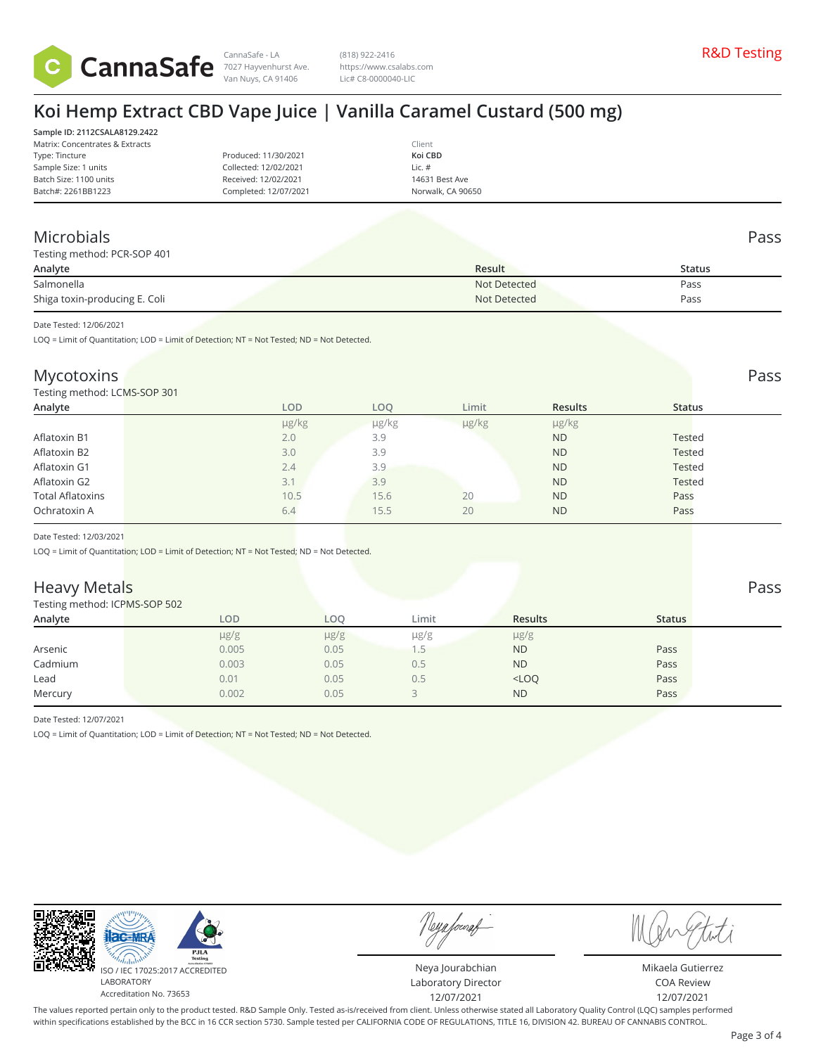CannaSafe - LA
7027 Hayvenhurst Ave.
Van Nuys, CA 91406

(818) 922-2416
https://www.csalabs.com
Lic# C8-0000040-LIC

R&D Testing

# Koi Hemp Extract CBD Vape Juice | Vanilla Caramel Custard (500 mg)

**Sample ID: 2112CSALA8129.2422**
Matrix: Concentrates & Extracts
Type: Tincture
Sample Size: 1 units
Batch Size: 1100 units
Batch#: 2261BB1223

Produced: 11/30/2021
Collected: 12/02/2021
Received: 12/02/2021
Completed: 12/07/2021

Client
Koi CBD
Lic. #
14631 Best Ave
Norwalk, CA 90650

## Microbials

Pass

Testing method: PCR-SOP 401

| Analyte | Result | Status |
|---|---|---|
| Salmonella | Not Detected | Pass |
| Shiga toxin-producing E. Coli | Not Detected | Pass |

Date Tested: 12/06/2021

LOQ = Limit of Quantitation; LOD = Limit of Detection; NT = Not Tested; ND = Not Detected.

## Mycotoxins

Pass

Testing method: LCMS-SOP 301

| Analyte | LOD | LOQ | Limit | Results | Status |
|---|---|---|---|---|---|
| | μg/kg | μg/kg | μg/kg | μg/kg | |
| Aflatoxin B1 | 2.0 | 3.9 | | ND | Tested |
| Aflatoxin B2 | 3.0 | 3.9 | | ND | Tested |
| Aflatoxin G1 | 2.4 | 3.9 | | ND | Tested |
| Aflatoxin G2 | 3.1 | 3.9 | | ND | Tested |
| Total Aflatoxins | 10.5 | 15.6 | 20 | ND | Pass |
| Ochratoxin A | 6.4 | 15.5 | 20 | ND | Pass |

Date Tested: 12/03/2021

LOQ = Limit of Quantitation; LOD = Limit of Detection; NT = Not Tested; ND = Not Detected.

## Heavy Metals

Pass

Testing method: ICPMS-SOP 502

| Analyte | LOD | LOQ | Limit | Results | Status |
|---|---|---|---|---|---|
| | μg/g | μg/g | μg/g | μg/g | |
| Arsenic | 0.005 | 0.05 | 1.5 | ND | Pass |
| Cadmium | 0.003 | 0.05 | 0.5 | ND | Pass |
| Lead | 0.01 | 0.05 | 0.5 | <LOQ | Pass |
| Mercury | 0.002 | 0.05 | 3 | ND | Pass |

Date Tested: 12/07/2021

LOQ = Limit of Quantitation; LOD = Limit of Detection; NT = Not Tested; ND = Not Detected.

ISO / IEC 17025:2017 ACCREDITED
LABORATORY
Accreditation No. 73653

Neya Jourabchian
Laboratory Director
12/07/2021

Mikaela Gutierrez
COA Review
12/07/2021

The values reported pertain only to the product tested. R&D Sample Only. Tested as-is/received from client. Unless otherwise stated all Laboratory Quality Control (LQC) samples performed within specifications established by the BCC in 16 CCR section 5730. Sample tested per CALIFORNIA CODE OF REGULATIONS, TITLE 16, DIVISION 42. BUREAU OF CANNABIS CONTROL.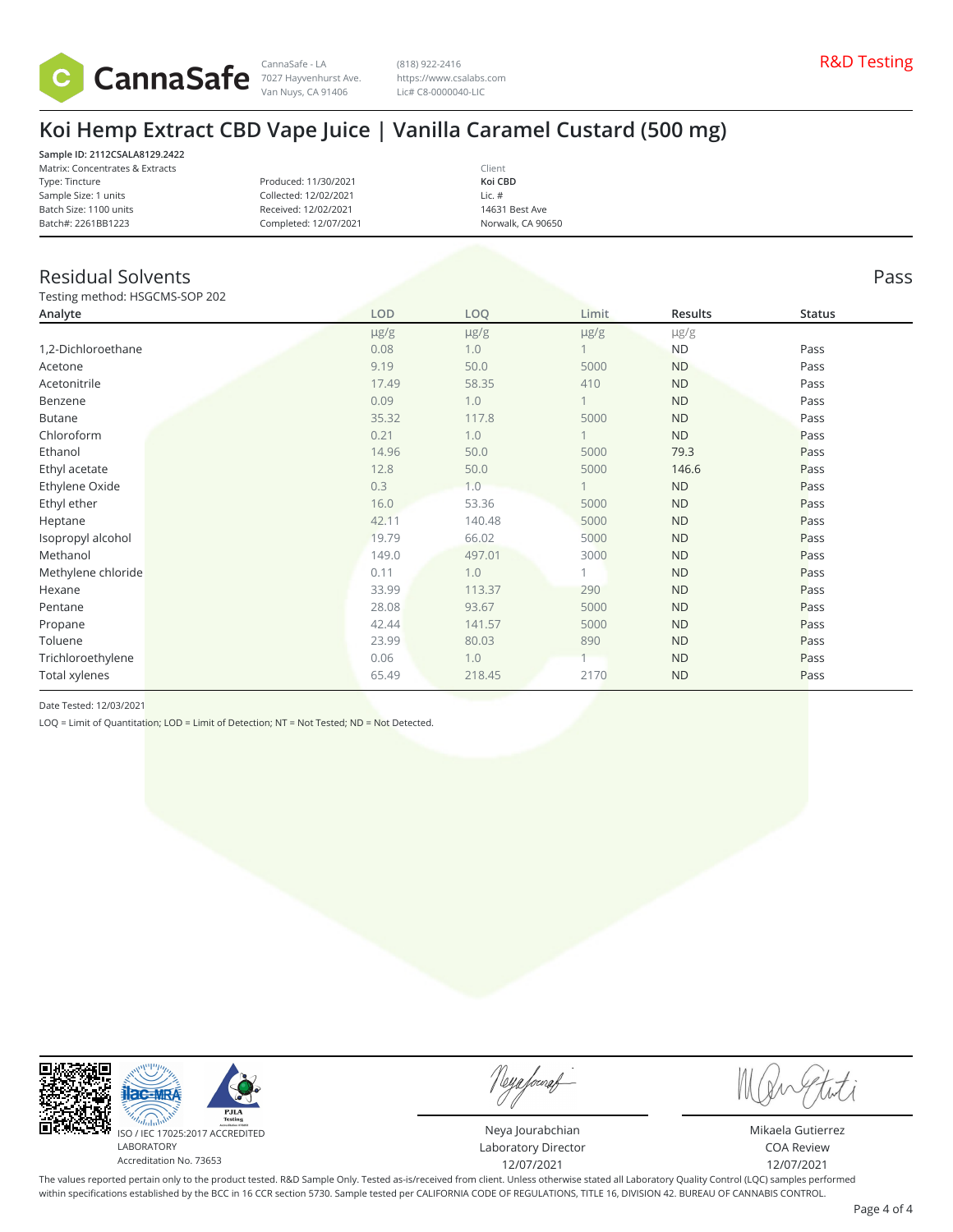CannaSafe

CannaSafe - LA
7027 Hayvenhurst Ave.
Van Nuys, CA 91406

(818) 922-2416
https://www.csalabs.com
Lic# C8-0000040-LIC

R&D Testing

# Koi Hemp Extract CBD Vape Juice | Vanilla Caramel Custard (500 mg)

**Sample ID: 2112CSALA8129.2422**
Matrix: Concentrates & Extracts
Type: Tincture
Sample Size: 1 units
Batch Size: 1100 units
Batch#: 2261BB1223

Produced: 11/30/2021
Collected: 12/02/2021
Received: 12/02/2021
Completed: 12/07/2021

Client
**Koi CBD**
Lic. #
14631 Best Ave
Norwalk, CA 90650

## Residual Solvents

Pass

Testing method: HSGCMS-SOP 202

| Analyte | LOD | LOQ | Limit | Results | Status |
|---|---|---|---|---|---|
| | μg/g | μg/g | μg/g | μg/g | |
| 1,2-Dichloroethane | 0.08 | 1.0 | 1 | ND | Pass |
| Acetone | 9.19 | 50.0 | 5000 | ND | Pass |
| Acetonitrile | 17.49 | 58.35 | 410 | ND | Pass |
| Benzene | 0.09 | 1.0 | 1 | ND | Pass |
| Butane | 35.32 | 117.8 | 5000 | ND | Pass |
| Chloroform | 0.21 | 1.0 | 1 | ND | Pass |
| Ethanol | 14.96 | 50.0 | 5000 | 79.3 | Pass |
| Ethyl acetate | 12.8 | 50.0 | 5000 | 146.6 | Pass |
| Ethylene Oxide | 0.3 | 1.0 | 1 | ND | Pass |
| Ethyl ether | 16.0 | 53.36 | 5000 | ND | Pass |
| Heptane | 42.11 | 140.48 | 5000 | ND | Pass |
| Isopropyl alcohol | 19.79 | 66.02 | 5000 | ND | Pass |
| Methanol | 149.0 | 497.01 | 3000 | ND | Pass |
| Methylene chloride | 0.11 | 1.0 | 1 | ND | Pass |
| Hexane | 33.99 | 113.37 | 290 | ND | Pass |
| Pentane | 28.08 | 93.67 | 5000 | ND | Pass |
| Propane | 42.44 | 141.57 | 5000 | ND | Pass |
| Toluene | 23.99 | 80.03 | 890 | ND | Pass |
| Trichloroethylene | 0.06 | 1.0 | 1 | ND | Pass |
| Total xylenes | 65.49 | 218.45 | 2170 | ND | Pass |

Date Tested: 12/03/2021

LOQ = Limit of Quantitation; LOD = Limit of Detection; NT = Not Tested; ND = Not Detected.

ISO / IEC 17025:2017 ACCREDITED LABORATORY
Accreditation No. 73653

Neya Jourabchian
Laboratory Director
12/07/2021

Mikaela Gutierrez
COA Review
12/07/2021

The values reported pertain only to the product tested. R&D Sample Only. Tested as-is/received from client. Unless otherwise stated all Laboratory Quality Control (LQC) samples performed within specifications established by the BCC in 16 CCR section 5730. Sample tested per CALIFORNIA CODE OF REGULATIONS, TITLE 16, DIVISION 42. BUREAU OF CANNABIS CONTROL.